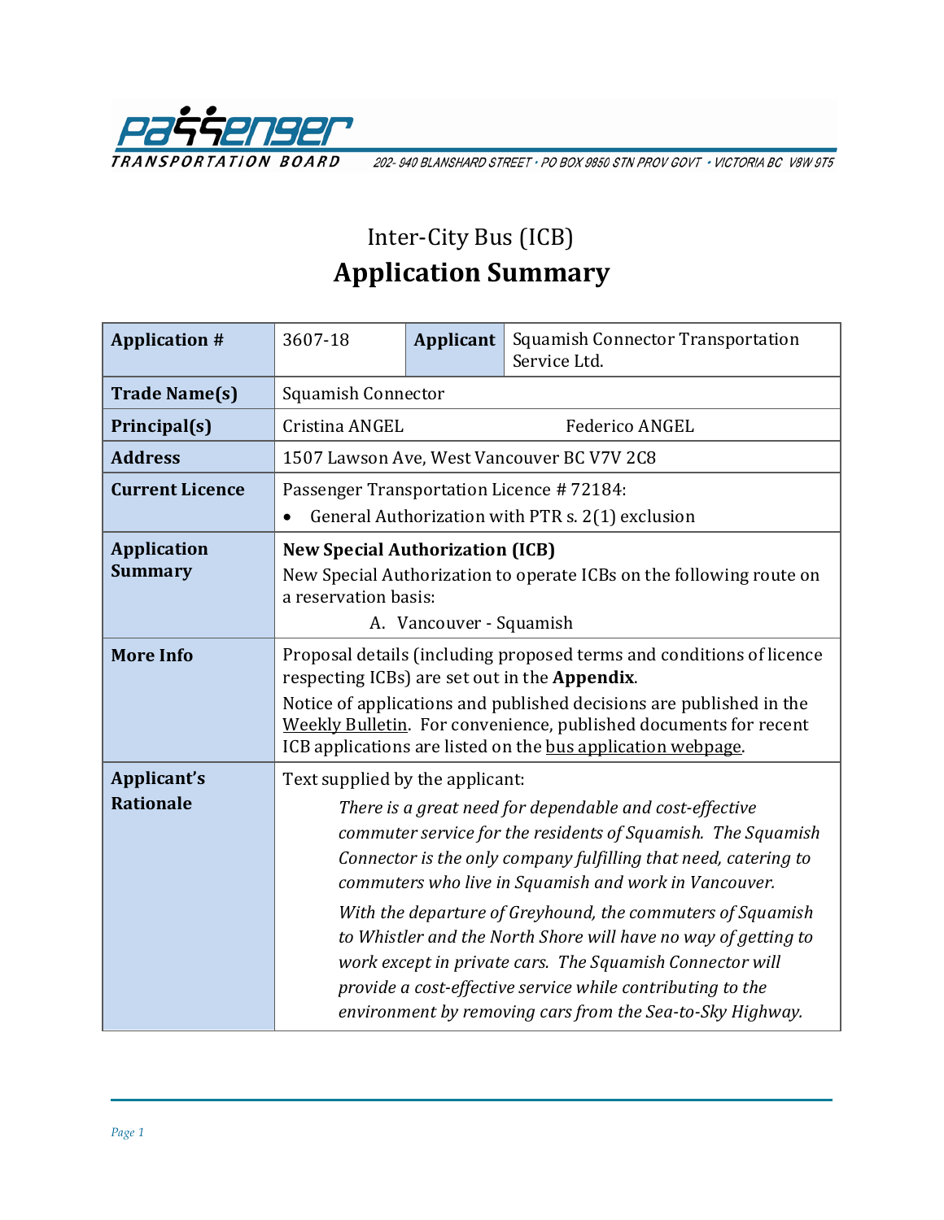Passenger Transportation Board

202- 940 BLANSHARD STREET • PO BOX 9850 STN PROV GOVT • VICTORIA BC V8W 9T5

# Inter-City Bus (ICB)
# Application Summary

| **Application #** | 3607-18 | **Applicant** | Squamish Connector Transportation Service Ltd. |
|---|---|---|---|
| **Trade Name(s)** | Squamish Connector | | |
| **Principal(s)** | Cristina ANGEL | Federico ANGEL | |
| **Address** | 1507 Lawson Ave, West Vancouver BC V7V 2C8 | | |
| **Current Licence** | Passenger Transportation Licence # 72184:<br>• General Authorization with PTR s. 2(1) exclusion | | |
| **Application Summary** | **New Special Authorization (ICB)**<br>New Special Authorization to operate ICBs on the following route on a reservation basis:<br>A. Vancouver - Squamish | | |
| **More Info** | Proposal details (including proposed terms and conditions of licence respecting ICBs) are set out in the **Appendix**.<br>Notice of applications and published decisions are published in the Weekly Bulletin. For convenience, published documents for recent ICB applications are listed on the bus application webpage. | | |
| **Applicant's Rationale** | Text supplied by the applicant:<br>*There is a great need for dependable and cost-effective commuter service for the residents of Squamish. The Squamish Connector is the only company fulfilling that need, catering to commuters who live in Squamish and work in Vancouver.*<br>*With the departure of Greyhound, the commuters of Squamish to Whistler and the North Shore will have no way of getting to work except in private cars. The Squamish Connector will provide a cost-effective service while contributing to the environment by removing cars from the Sea-to-Sky Highway.* | | |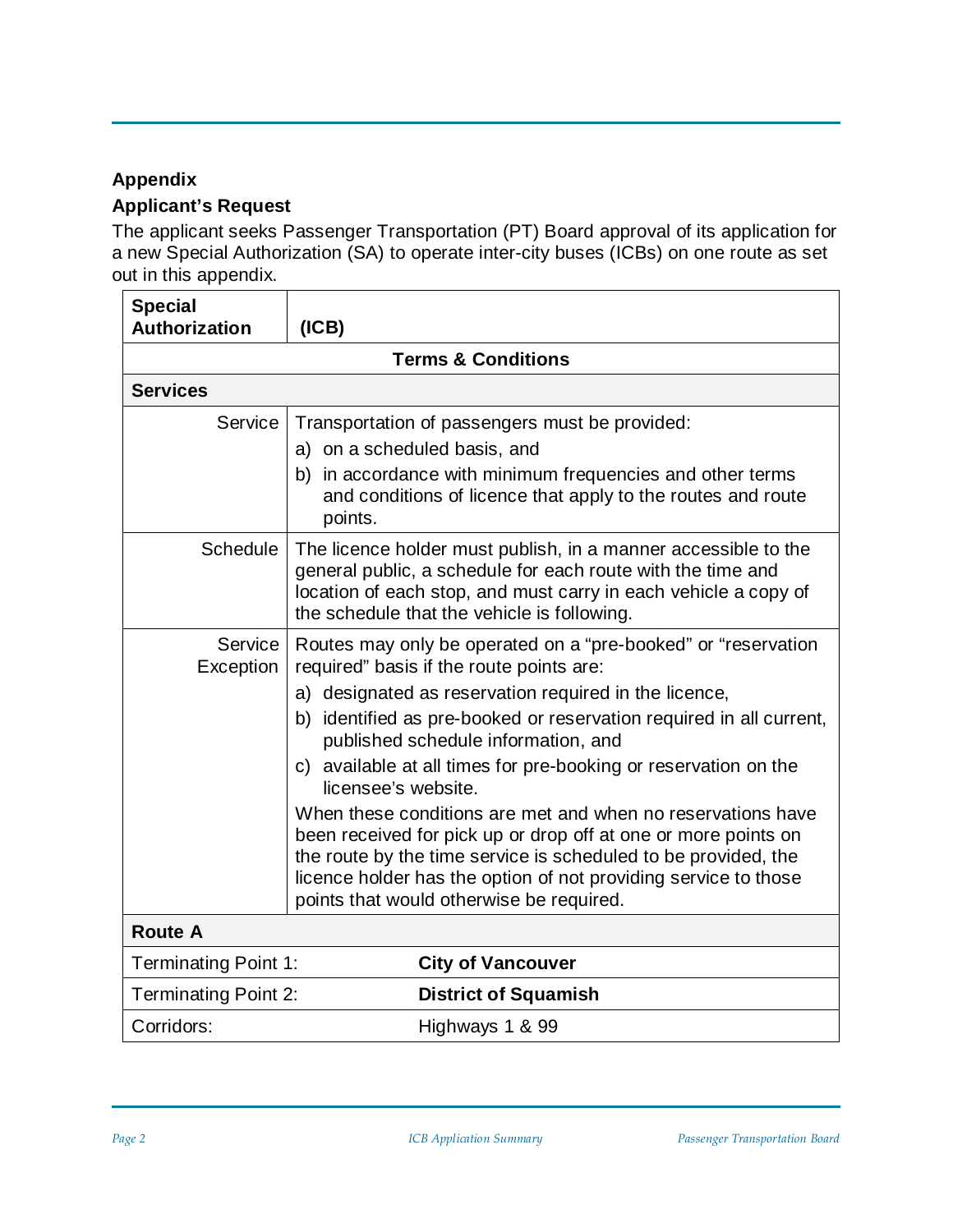## Appendix

### Applicant's Request

The applicant seeks Passenger Transportation (PT) Board approval of its application for a new Special Authorization (SA) to operate inter-city buses (ICBs) on one route as set out in this appendix.

| **Special Authorization** | **(ICB)** |
|---|---|
| | **Terms & Conditions** |
| **Services** | |
| Service | Transportation of passengers must be provided:<br>a) on a scheduled basis, and<br>b) in accordance with minimum frequencies and other terms and conditions of licence that apply to the routes and route points. |
| Schedule | The licence holder must publish, in a manner accessible to the general public, a schedule for each route with the time and location of each stop, and must carry in each vehicle a copy of the schedule that the vehicle is following. |
| Service Exception | Routes may only be operated on a "pre-booked" or "reservation required" basis if the route points are:<br>a) designated as reservation required in the licence,<br>b) identified as pre-booked or reservation required in all current, published schedule information, and<br>c) available at all times for pre-booking or reservation on the licensee's website.<br>When these conditions are met and when no reservations have been received for pick up or drop off at one or more points on the route by the time service is scheduled to be provided, the licence holder has the option of not providing service to those points that would otherwise be required. |
| **Route A** | |
| Terminating Point 1: | **City of Vancouver** |
| Terminating Point 2: | **District of Squamish** |
| Corridors: | Highways 1 & 99 |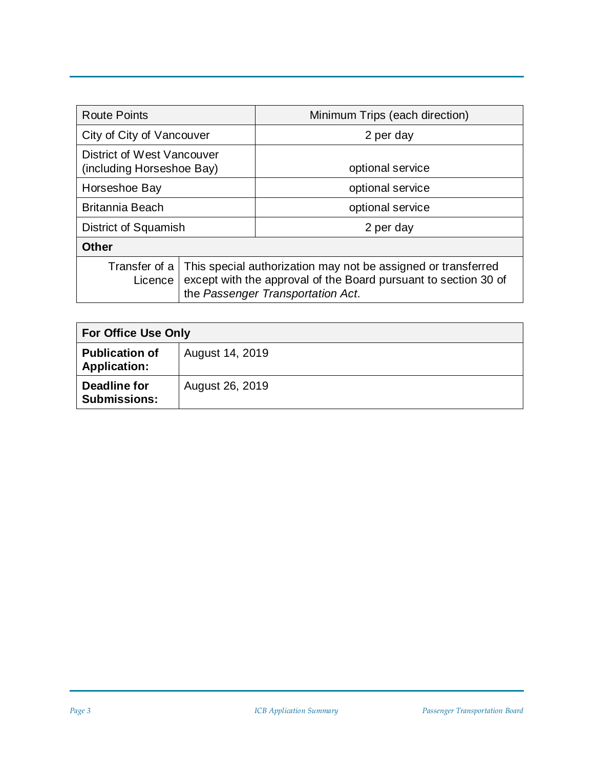| Route Points | Minimum Trips (each direction) |
|---|---|
| City of City of Vancouver | 2 per day |
| District of West Vancouver (including Horseshoe Bay) | optional service |
| Horseshoe Bay | optional service |
| Britannia Beach | optional service |
| District of Squamish | 2 per day |

| **Other** | |
|---|---|
| Transfer of a Licence | This special authorization may not be assigned or transferred except with the approval of the Board pursuant to section 30 of the *Passenger Transportation Act*. |

| **For Office Use Only** | |
|---|---|
| **Publication of Application:** | August 14, 2019 |
| **Deadline for Submissions:** | August 26, 2019 |